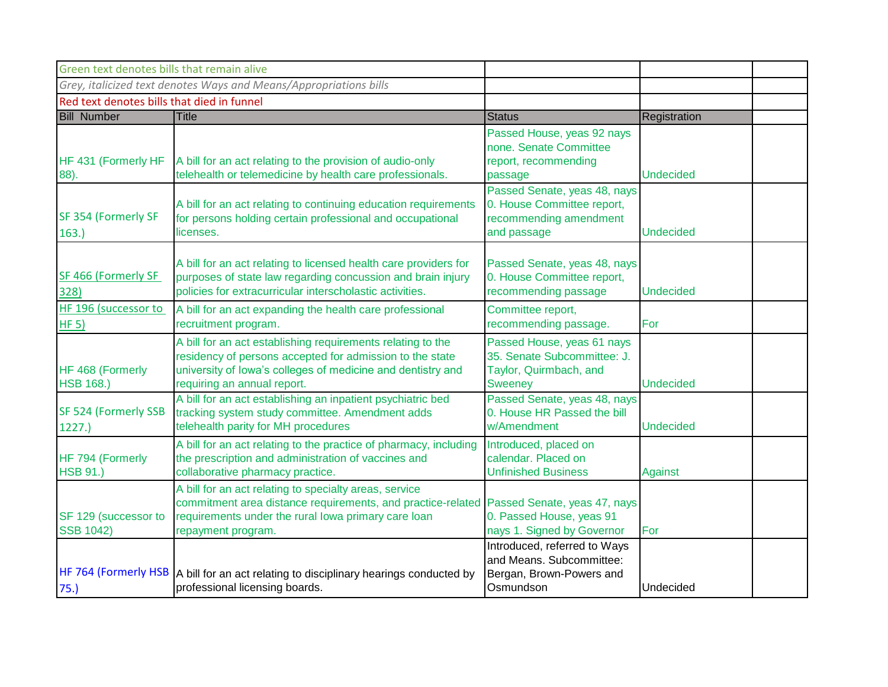| Green text denotes bills that remain alive | | | | |
|---|---|---|---|---|
| *Grey, italicized text denotes Ways and Means/Appropriations bills* | | | | |
| Red text denotes bills that died in funnel | | | | |
| **Bill Number** | **Title** | **Status** | **Registration** | |
| HF 431 (Formerly HF 88). | A bill for an act relating to the provision of audio-only telehealth or telemedicine by health care professionals. | Passed House, yeas 92 nays none. Senate Committee report, recommending passage | Undecided | |
| SF 354 (Formerly SF 163.) | A bill for an act relating to continuing education requirements for persons holding certain professional and occupational licenses. | Passed Senate, yeas 48, nays 0. House Committee report, recommending amendment and passage | Undecided | |
| SF 466 (Formerly SF 328) | A bill for an act relating to licensed health care providers for purposes of state law regarding concussion and brain injury policies for extracurricular interscholastic activities. | Passed Senate, yeas 48, nays 0. House Committee report, recommending passage | Undecided | |
| HF 196 (successor to HF 5) | A bill for an act expanding the health care professional recruitment program. | Committee report, recommending passage. | For | |
| HF 468 (Formerly HSB 168.) | A bill for an act establishing requirements relating to the residency of persons accepted for admission to the state university of Iowa's colleges of medicine and dentistry and requiring an annual report. | Passed House, yeas 61 nays 35. Senate Subcommittee: J. Taylor, Quirmbach, and Sweeney | Undecided | |
| SF 524 (Formerly SSB 1227.) | A bill for an act establishing an inpatient psychiatric bed tracking system study committee. Amendment adds telehealth parity for MH procedures | Passed Senate, yeas 48, nays 0. House HR Passed the bill w/Amendment | Undecided | |
| HF 794 (Formerly HSB 91.) | A bill for an act relating to the practice of pharmacy, including the prescription and administration of vaccines and collaborative pharmacy practice. | Introduced, placed on calendar. Placed on Unfinished Business | Against | |
| SF 129 (successor to SSB 1042) | A bill for an act relating to specialty areas, service commitment area distance requirements, and practice-related requirements under the rural Iowa primary care loan repayment program. | Passed Senate, yeas 47, nays 0. Passed House, yeas 91 nays 1. Signed by Governor | For | |
| HF 764 (Formerly HSB 75.) | A bill for an act relating to disciplinary hearings conducted by professional licensing boards. | Introduced, referred to Ways and Means. Subcommittee: Bergan, Brown-Powers and Osmundson | Undecided | |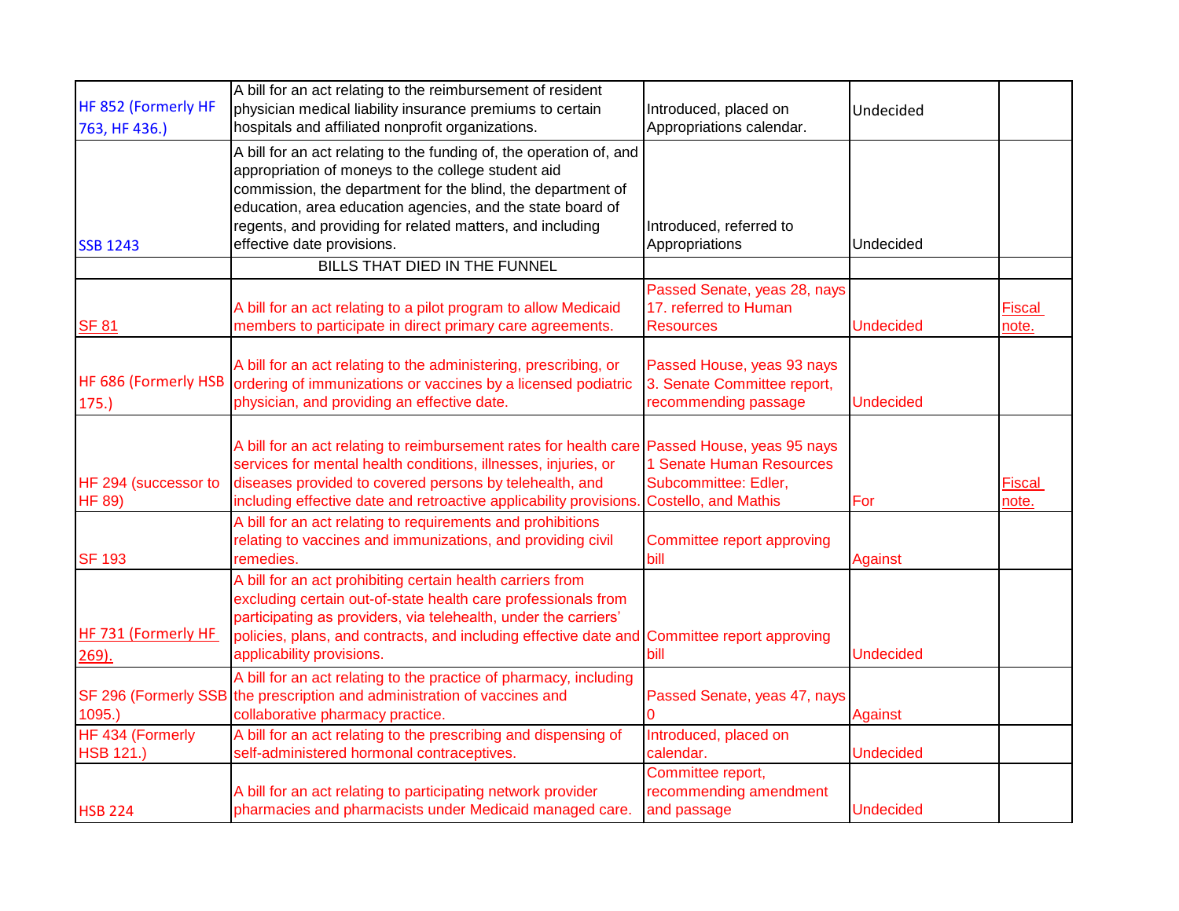| | | | | |
|---|---|---|---|---|
| HF 852 (Formerly HF 763, HF 436.) | A bill for an act relating to the reimbursement of resident physician medical liability insurance premiums to certain hospitals and affiliated nonprofit organizations. | Introduced, placed on Appropriations calendar. | Undecided | |
| SSB 1243 | A bill for an act relating to the funding of, the operation of, and appropriation of moneys to the college student aid commission, the department for the blind, the department of education, area education agencies, and the state board of regents, and providing for related matters, and including effective date provisions. | Introduced, referred to Appropriations | Undecided | |
| | BILLS THAT DIED IN THE FUNNEL | | | |
| SF 81 | A bill for an act relating to a pilot program to allow Medicaid members to participate in direct primary care agreements. | Passed Senate, yeas 28, nays 17. referred to Human Resources | Undecided | Fiscal note. |
| HF 686 (Formerly HSB 175.) | A bill for an act relating to the administering, prescribing, or ordering of immunizations or vaccines by a licensed podiatric physician, and providing an effective date. | Passed House, yeas 93 nays 3. Senate Committee report, recommending passage | Undecided | |
| HF 294 (successor to HF 89) | A bill for an act relating to reimbursement rates for health care services for mental health conditions, illnesses, injuries, or diseases provided to covered persons by telehealth, and including effective date and retroactive applicability provisions. | Passed House, yeas 95 nays 1 Senate Human Resources Subcommittee: Edler, Costello, and Mathis | For | Fiscal note. |
| SF 193 | A bill for an act relating to requirements and prohibitions relating to vaccines and immunizations, and providing civil remedies. | Committee report approving bill | Against | |
| HF 731 (Formerly HF 269). | A bill for an act prohibiting certain health carriers from excluding certain out-of-state health care professionals from participating as providers, via telehealth, under the carriers' policies, plans, and contracts, and including effective date and applicability provisions. | Committee report approving bill | Undecided | |
| SF 296 (Formerly SSB 1095.) | A bill for an act relating to the practice of pharmacy, including the prescription and administration of vaccines and collaborative pharmacy practice. | Passed Senate, yeas 47, nays 0 | Against | |
| HF 434 (Formerly HSB 121.) | A bill for an act relating to the prescribing and dispensing of self-administered hormonal contraceptives. | Introduced, placed on calendar. | Undecided | |
| HSB 224 | A bill for an act relating to participating network provider pharmacies and pharmacists under Medicaid managed care. | Committee report, recommending amendment and passage | Undecided | |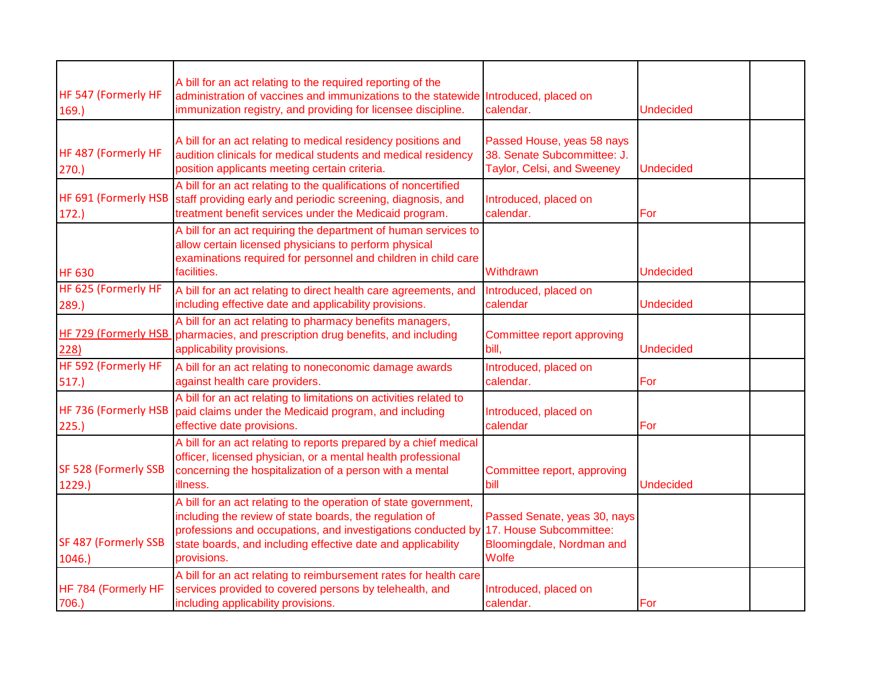| | | | | |
|---|---|---|---|---|
| HF 547 (Formerly HF 169.) | A bill for an act relating to the required reporting of the administration of vaccines and immunizations to the statewide immunization registry, and providing for licensee discipline. | Introduced, placed on calendar. | Undecided | |
| HF 487 (Formerly HF 270.) | A bill for an act relating to medical residency positions and audition clinicals for medical students and medical residency position applicants meeting certain criteria. | Passed House, yeas 58 nays 38. Senate Subcommittee: J. Taylor, Celsi, and Sweeney | Undecided | |
| HF 691 (Formerly HSB 172.) | A bill for an act relating to the qualifications of noncertified staff providing early and periodic screening, diagnosis, and treatment benefit services under the Medicaid program. | Introduced, placed on calendar. | For | |
| HF 630 | A bill for an act requiring the department of human services to allow certain licensed physicians to perform physical examinations required for personnel and children in child care facilities. | Withdrawn | Undecided | |
| HF 625 (Formerly HF 289.) | A bill for an act relating to direct health care agreements, and including effective date and applicability provisions. | Introduced, placed on calendar | Undecided | |
| HF 729 (Formerly HSB 228) | A bill for an act relating to pharmacy benefits managers, pharmacies, and prescription drug benefits, and including applicability provisions. | Committee report approving bill, | Undecided | |
| HF 592 (Formerly HF 517.) | A bill for an act relating to noneconomic damage awards against health care providers. | Introduced, placed on calendar. | For | |
| HF 736 (Formerly HSB 225.) | A bill for an act relating to limitations on activities related to paid claims under the Medicaid program, and including effective date provisions. | Introduced, placed on calendar | For | |
| SF 528 (Formerly SSB 1229.) | A bill for an act relating to reports prepared by a chief medical officer, licensed physician, or a mental health professional concerning the hospitalization of a person with a mental illness. | Committee report, approving bill | Undecided | |
| SF 487 (Formerly SSB 1046.) | A bill for an act relating to the operation of state government, including the review of state boards, the regulation of professions and occupations, and investigations conducted by state boards, and including effective date and applicability provisions. | Passed Senate, yeas 30, nays 17. House Subcommittee: Bloomingdale, Nordman and Wolfe | | |
| HF 784 (Formerly HF 706.) | A bill for an act relating to reimbursement rates for health care services provided to covered persons by telehealth, and including applicability provisions. | Introduced, placed on calendar. | For | |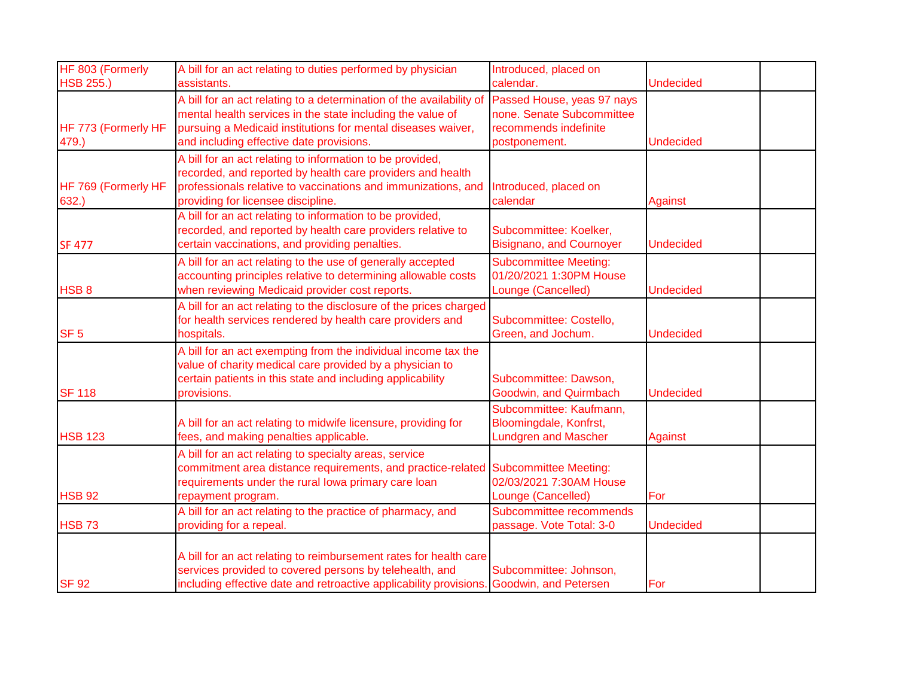| | | | | |
|---|---|---|---|---|
| HF 803 (Formerly HSB 255.) | A bill for an act relating to duties performed by physician assistants. | Introduced, placed on calendar. | Undecided | |
| HF 773 (Formerly HF 479.) | A bill for an act relating to a determination of the availability of mental health services in the state including the value of pursuing a Medicaid institutions for mental diseases waiver, and including effective date provisions. | Passed House, yeas 97 nays none. Senate Subcommittee recommends indefinite postponement. | Undecided | |
| HF 769 (Formerly HF 632.) | A bill for an act relating to information to be provided, recorded, and reported by health care providers and health professionals relative to vaccinations and immunizations, and providing for licensee discipline. | Introduced, placed on calendar | Against | |
| SF 477 | A bill for an act relating to information to be provided, recorded, and reported by health care providers relative to certain vaccinations, and providing penalties. | Subcommittee: Koelker, Bisignano, and Cournoyer | Undecided | |
| HSB 8 | A bill for an act relating to the use of generally accepted accounting principles relative to determining allowable costs when reviewing Medicaid provider cost reports. | Subcommittee Meeting: 01/20/2021 1:30PM House Lounge (Cancelled) | Undecided | |
| SF 5 | A bill for an act relating to the disclosure of the prices charged for health services rendered by health care providers and hospitals. | Subcommittee: Costello, Green, and Jochum. | Undecided | |
| SF 118 | A bill for an act exempting from the individual income tax the value of charity medical care provided by a physician to certain patients in this state and including applicability provisions. | Subcommittee: Dawson, Goodwin, and Quirmbach | Undecided | |
| HSB 123 | A bill for an act relating to midwife licensure, providing for fees, and making penalties applicable. | Subcommittee: Kaufmann, Bloomingdale, Konfrst, Lundgren and Mascher | Against | |
| HSB 92 | A bill for an act relating to specialty areas, service commitment area distance requirements, and practice-related requirements under the rural Iowa primary care loan repayment program. | Subcommittee Meeting: 02/03/2021 7:30AM House Lounge (Cancelled) | For | |
| HSB 73 | A bill for an act relating to the practice of pharmacy, and providing for a repeal. | Subcommittee recommends passage. Vote Total: 3-0 | Undecided | |
| SF 92 | A bill for an act relating to reimbursement rates for health care services provided to covered persons by telehealth, and including effective date and retroactive applicability provisions. | Subcommittee: Johnson, Goodwin, and Petersen | For | |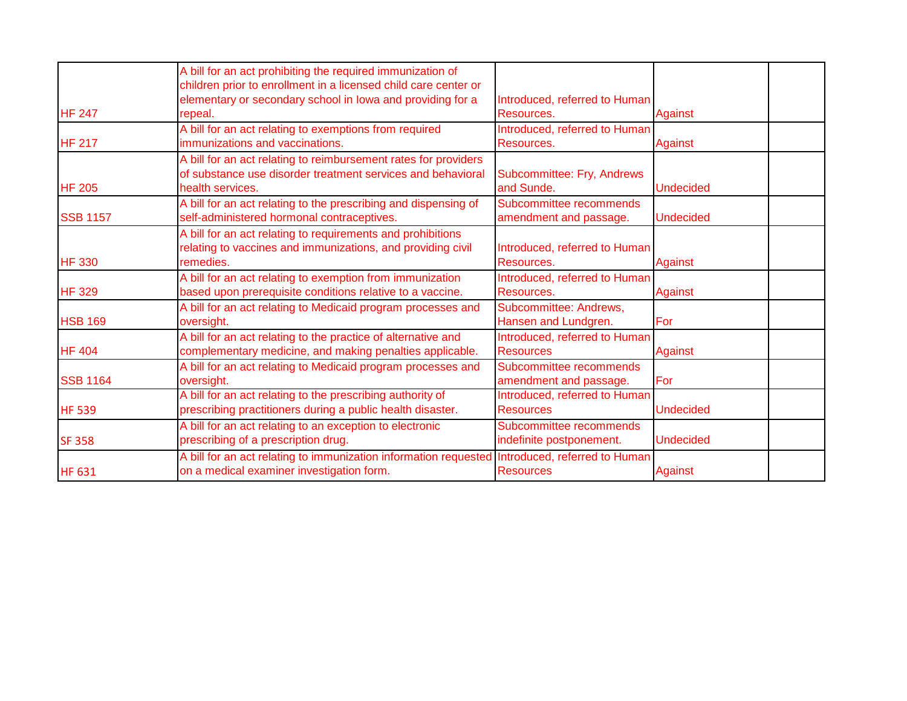| | | | | |
|---|---|---|---|---|
| HF 247 | A bill for an act prohibiting the required immunization of children prior to enrollment in a licensed child care center or elementary or secondary school in Iowa and providing for a repeal. | Introduced, referred to Human Resources. | Against | |
| HF 217 | A bill for an act relating to exemptions from required immunizations and vaccinations. | Introduced, referred to Human Resources. | Against | |
| HF 205 | A bill for an act relating to reimbursement rates for providers of substance use disorder treatment services and behavioral health services. | Subcommittee: Fry, Andrews and Sunde. | Undecided | |
| SSB 1157 | A bill for an act relating to the prescribing and dispensing of self-administered hormonal contraceptives. | Subcommittee recommends amendment and passage. | Undecided | |
| HF 330 | A bill for an act relating to requirements and prohibitions relating to vaccines and immunizations, and providing civil remedies. | Introduced, referred to Human Resources. | Against | |
| HF 329 | A bill for an act relating to exemption from immunization based upon prerequisite conditions relative to a vaccine. | Introduced, referred to Human Resources. | Against | |
| HSB 169 | A bill for an act relating to Medicaid program processes and oversight. | Subcommittee: Andrews, Hansen and Lundgren. | For | |
| HF 404 | A bill for an act relating to the practice of alternative and complementary medicine, and making penalties applicable. | Introduced, referred to Human Resources | Against | |
| SSB 1164 | A bill for an act relating to Medicaid program processes and oversight. | Subcommittee recommends amendment and passage. | For | |
| HF 539 | A bill for an act relating to the prescribing authority of prescribing practitioners during a public health disaster. | Introduced, referred to Human Resources | Undecided | |
| SF 358 | A bill for an act relating to an exception to electronic prescribing of a prescription drug. | Subcommittee recommends indefinite postponement. | Undecided | |
| HF 631 | A bill for an act relating to immunization information requested on a medical examiner investigation form. | Introduced, referred to Human Resources | Against | |